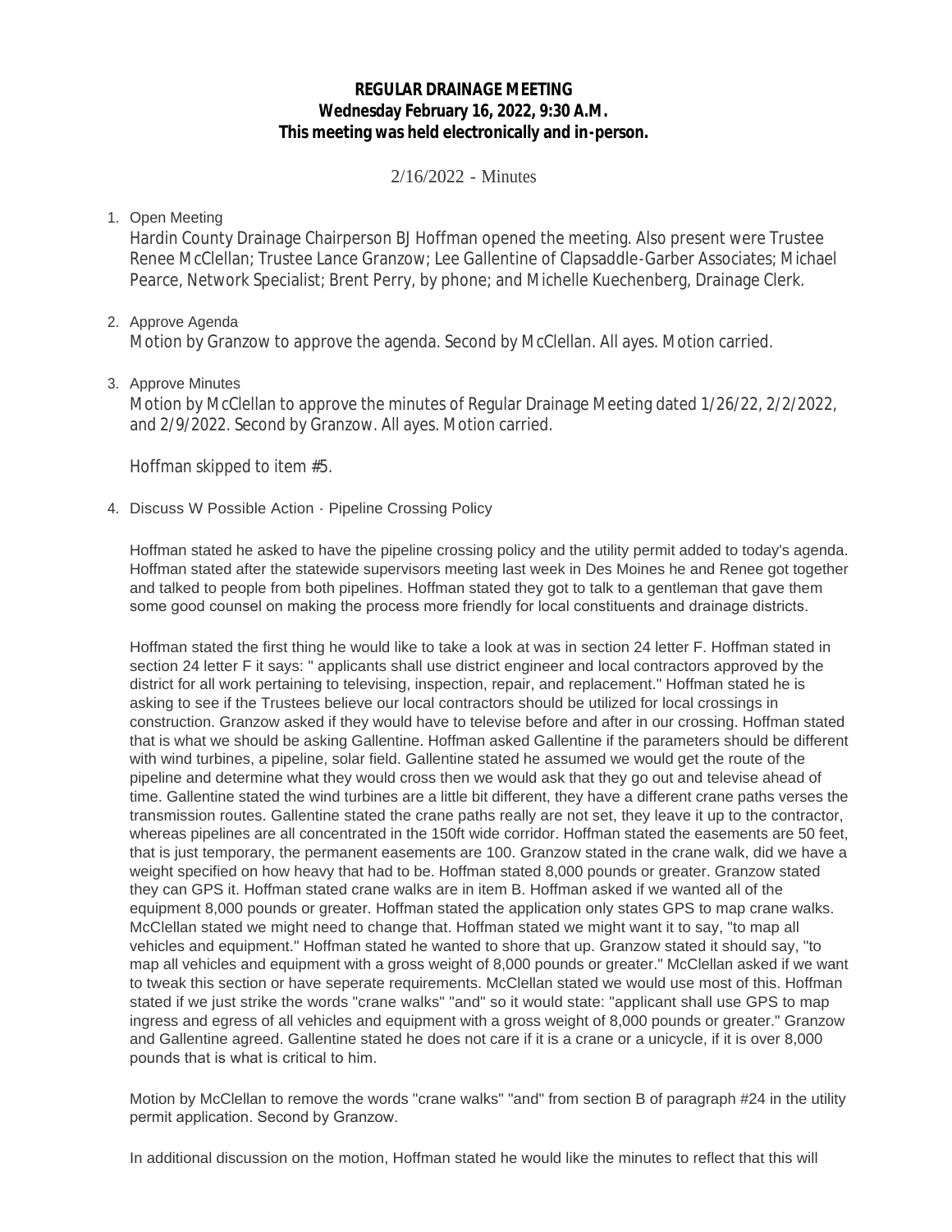**REGULAR DRAINAGE MEETING**
**Wednesday February 16, 2022, 9:30 A.M.**
**This meeting was held electronically and in-person.**

2/16/2022 - Minutes

1. Open Meeting

   Hardin County Drainage Chairperson BJ Hoffman opened the meeting. Also present were Trustee Renee McClellan; Trustee Lance Granzow; Lee Gallentine of Clapsaddle-Garber Associates; Michael Pearce, Network Specialist; Brent Perry, by phone; and Michelle Kuechenberg, Drainage Clerk.

2. Approve Agenda

   Motion by Granzow to approve the agenda. Second by McClellan. All ayes. Motion carried.

3. Approve Minutes

   Motion by McClellan to approve the minutes of Regular Drainage Meeting dated 1/26/22, 2/2/2022, and 2/9/2022. Second by Granzow. All ayes. Motion carried.

   Hoffman skipped to item #5.

4. Discuss W Possible Action - Pipeline Crossing Policy

   Hoffman stated he asked to have the pipeline crossing policy and the utility permit added to today's agenda. Hoffman stated after the statewide supervisors meeting last week in Des Moines he and Renee got together and talked to people from both pipelines. Hoffman stated they got to talk to a gentleman that gave them some good counsel on making the process more friendly for local constituents and drainage districts.

   Hoffman stated the first thing he would like to take a look at was in section 24 letter F. Hoffman stated in section 24 letter F it says: " applicants shall use district engineer and local contractors approved by the district for all work pertaining to televising, inspection, repair, and replacement." Hoffman stated he is asking to see if the Trustees believe our local contractors should be utilized for local crossings in construction. Granzow asked if they would have to televise before and after in our crossing. Hoffman stated that is what we should be asking Gallentine. Hoffman asked Gallentine if the parameters should be different with wind turbines, a pipeline, solar field. Gallentine stated he assumed we would get the route of the pipeline and determine what they would cross then we would ask that they go out and televise ahead of time. Gallentine stated the wind turbines are a little bit different, they have a different crane paths verses the transmission routes. Gallentine stated the crane paths really are not set, they leave it up to the contractor, whereas pipelines are all concentrated in the 150ft wide corridor. Hoffman stated the easements are 50 feet, that is just temporary, the permanent easements are 100. Granzow stated in the crane walk, did we have a weight specified on how heavy that had to be. Hoffman stated 8,000 pounds or greater. Granzow stated they can GPS it. Hoffman stated crane walks are in item B. Hoffman asked if we wanted all of the equipment 8,000 pounds or greater. Hoffman stated the application only states GPS to map crane walks. McClellan stated we might need to change that. Hoffman stated we might want it to say, "to map all vehicles and equipment." Hoffman stated he wanted to shore that up. Granzow stated it should say, "to map all vehicles and equipment with a gross weight of 8,000 pounds or greater." McClellan asked if we want to tweak this section or have seperate requirements. McClellan stated we would use most of this. Hoffman stated if we just strike the words "crane walks" "and" so it would state: "applicant shall use GPS to map ingress and egress of all vehicles and equipment with a gross weight of 8,000 pounds or greater." Granzow and Gallentine agreed. Gallentine stated he does not care if it is a crane or a unicycle, if it is over 8,000 pounds that is what is critical to him.

   Motion by McClellan to remove the words "crane walks" "and" from section B of paragraph #24 in the utility permit application. Second by Granzow.

   In additional discussion on the motion, Hoffman stated he would like the minutes to reflect that this will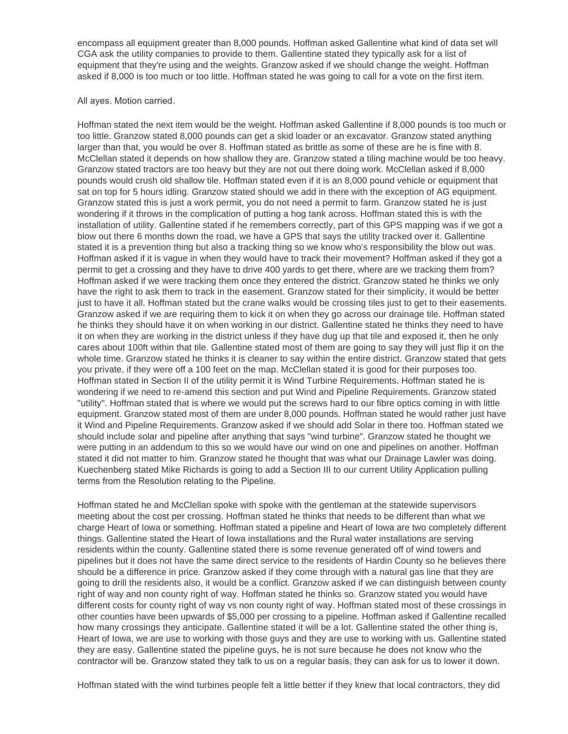encompass all equipment greater than 8,000 pounds. Hoffman asked Gallentine what kind of data set will CGA ask the utility companies to provide to them. Gallentine stated they typically ask for a list of equipment that they're using and the weights. Granzow asked if we should change the weight. Hoffman asked if 8,000 is too much or too little. Hoffman stated he was going to call for a vote on the first item.

All ayes. Motion carried.

Hoffman stated the next item would be the weight. Hoffman asked Gallentine if 8,000 pounds is too much or too little. Granzow stated 8,000 pounds can get a skid loader or an excavator. Granzow stated anything larger than that, you would be over 8. Hoffman stated as brittle as some of these are he is fine with 8. McClellan stated it depends on how shallow they are. Granzow stated a tiling machine would be too heavy. Granzow stated tractors are too heavy but they are not out there doing work. McClellan asked if 8,000 pounds would crush old shallow tile. Hoffman stated even if it is an 8,000 pound vehicle or equipment that sat on top for 5 hours idling. Granzow stated should we add in there with the exception of AG equipment. Granzow stated this is just a work permit, you do not need a permit to farm. Granzow stated he is just wondering if it throws in the complication of putting a hog tank across. Hoffman stated this is with the installation of utility. Gallentine stated if he remembers correctly, part of this GPS mapping was if we got a blow out there 6 months down the road, we have a GPS that says the utility tracked over it. Gallentine stated it is a prevention thing but also a tracking thing so we know who's responsibility the blow out was. Hoffman asked if it is vague in when they would have to track their movement? Hoffman asked if they got a permit to get a crossing and they have to drive 400 yards to get there, where are we tracking them from? Hoffman asked if we were tracking them once they entered the district. Granzow stated he thinks we only have the right to ask them to track in the easement. Granzow stated for their simplicity, it would be better just to have it all. Hoffman stated but the crane walks would be crossing tiles just to get to their easements. Granzow asked if we are requiring them to kick it on when they go across our drainage tile. Hoffman stated he thinks they should have it on when working in our district. Gallentine stated he thinks they need to have it on when they are working in the district unless if they have dug up that tile and exposed it, then he only cares about 100ft within that tile. Gallentine stated most of them are going to say they will just flip it on the whole time. Granzow stated he thinks it is cleaner to say within the entire district. Granzow stated that gets you private, if they were off a 100 feet on the map. McClellan stated it is good for their purposes too. Hoffman stated in Section II of the utility permit it is Wind Turbine Requirements. Hoffman stated he is wondering if we need to re-amend this section and put Wind and Pipeline Requirements. Granzow stated "utility". Hoffman stated that is where we would put the screws hard to our fibre optics coming in with little equipment. Granzow stated most of them are under 8,000 pounds. Hoffman stated he would rather just have it Wind and Pipeline Requirements. Granzow asked if we should add Solar in there too. Hoffman stated we should include solar and pipeline after anything that says "wind turbine". Granzow stated he thought we were putting in an addendum to this so we would have our wind on one and pipelines on another. Hoffman stated it did not matter to him. Granzow stated he thought that was what our Drainage Lawler was doing. Kuechenberg stated Mike Richards is going to add a Section III to our current Utility Application pulling terms from the Resolution relating to the Pipeline.

Hoffman stated he and McClellan spoke with spoke with the gentleman at the statewide supervisors meeting about the cost per crossing. Hoffman stated he thinks that needs to be different than what we charge Heart of Iowa or something. Hoffman stated a pipeline and Heart of Iowa are two completely different things. Gallentine stated the Heart of Iowa installations and the Rural water installations are serving residents within the county. Gallentine stated there is some revenue generated off of wind towers and pipelines but it does not have the same direct service to the residents of Hardin County so he believes there should be a difference in price. Granzow asked if they come through with a natural gas line that they are going to drill the residents also, it would be a conflict. Granzow asked if we can distinguish between county right of way and non county right of way. Hoffman stated he thinks so. Granzow stated you would have different costs for county right of way vs non county right of way. Hoffman stated most of these crossings in other counties have been upwards of $5,000 per crossing to a pipeline. Hoffman asked if Gallentine recalled how many crossings they anticipate. Gallentine stated it will be a lot. Gallentine stated the other thing is, Heart of Iowa, we are use to working with those guys and they are use to working with us. Gallentine stated they are easy. Gallentine stated the pipeline guys, he is not sure because he does not know who the contractor will be. Granzow stated they talk to us on a regular basis, they can ask for us to lower it down.

Hoffman stated with the wind turbines people felt a little better if they knew that local contractors, they did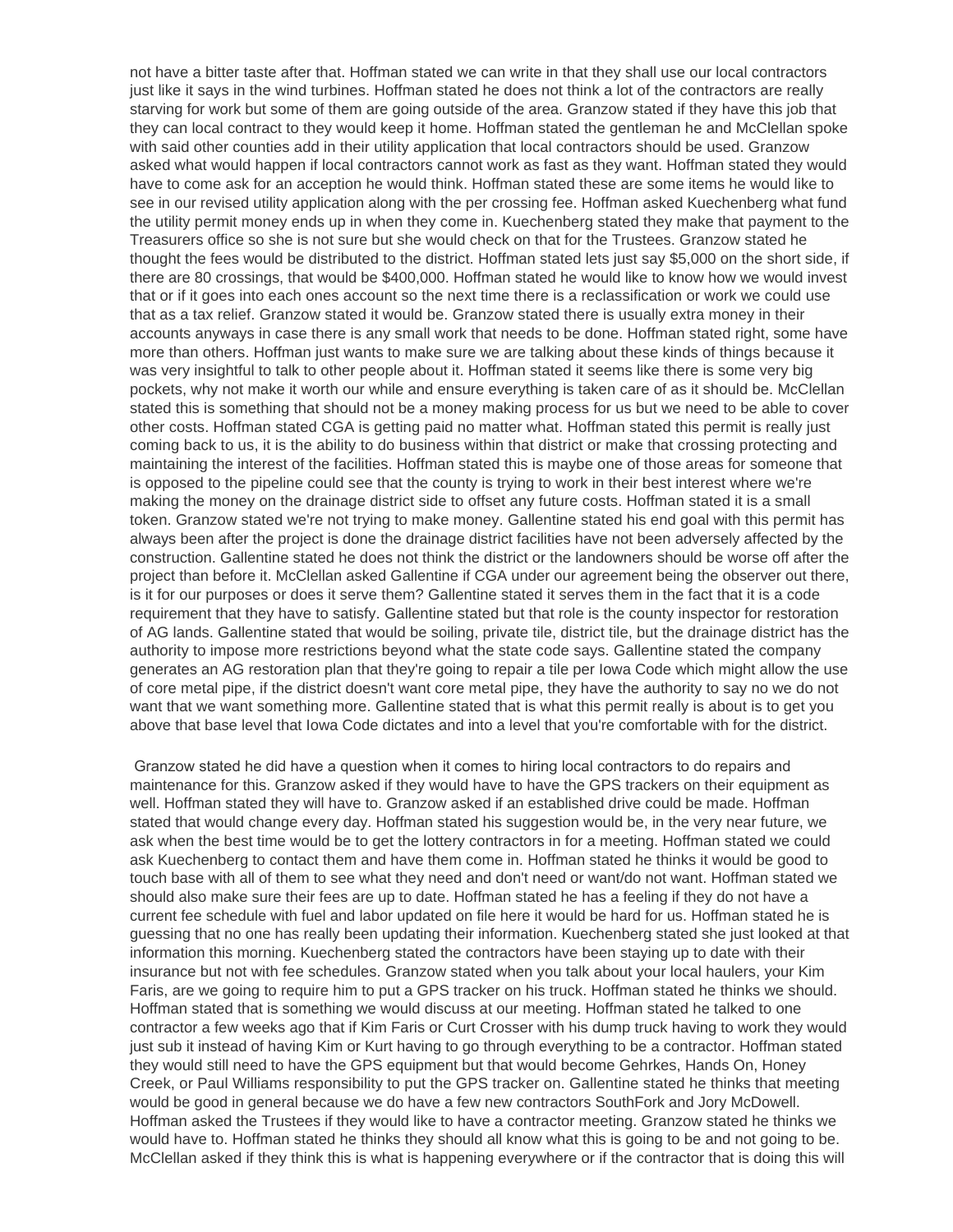not have a bitter taste after that. Hoffman stated we can write in that they shall use our local contractors just like it says in the wind turbines. Hoffman stated he does not think a lot of the contractors are really starving for work but some of them are going outside of the area. Granzow stated if they have this job that they can local contract to they would keep it home. Hoffman stated the gentleman he and McClellan spoke with said other counties add in their utility application that local contractors should be used. Granzow asked what would happen if local contractors cannot work as fast as they want. Hoffman stated they would have to come ask for an acception he would think. Hoffman stated these are some items he would like to see in our revised utility application along with the per crossing fee. Hoffman asked Kuechenberg what fund the utility permit money ends up in when they come in. Kuechenberg stated they make that payment to the Treasurers office so she is not sure but she would check on that for the Trustees. Granzow stated he thought the fees would be distributed to the district. Hoffman stated lets just say $5,000 on the short side, if there are 80 crossings, that would be $400,000. Hoffman stated he would like to know how we would invest that or if it goes into each ones account so the next time there is a reclassification or work we could use that as a tax relief. Granzow stated it would be. Granzow stated there is usually extra money in their accounts anyways in case there is any small work that needs to be done. Hoffman stated right, some have more than others. Hoffman just wants to make sure we are talking about these kinds of things because it was very insightful to talk to other people about it. Hoffman stated it seems like there is some very big pockets, why not make it worth our while and ensure everything is taken care of as it should be. McClellan stated this is something that should not be a money making process for us but we need to be able to cover other costs. Hoffman stated CGA is getting paid no matter what. Hoffman stated this permit is really just coming back to us, it is the ability to do business within that district or make that crossing protecting and maintaining the interest of the facilities. Hoffman stated this is maybe one of those areas for someone that is opposed to the pipeline could see that the county is trying to work in their best interest where we're making the money on the drainage district side to offset any future costs. Hoffman stated it is a small token. Granzow stated we're not trying to make money. Gallentine stated his end goal with this permit has always been after the project is done the drainage district facilities have not been adversely affected by the construction. Gallentine stated he does not think the district or the landowners should be worse off after the project than before it. McClellan asked Gallentine if CGA under our agreement being the observer out there, is it for our purposes or does it serve them? Gallentine stated it serves them in the fact that it is a code requirement that they have to satisfy. Gallentine stated but that role is the county inspector for restoration of AG lands. Gallentine stated that would be soiling, private tile, district tile, but the drainage district has the authority to impose more restrictions beyond what the state code says. Gallentine stated the company generates an AG restoration plan that they're going to repair a tile per Iowa Code which might allow the use of core metal pipe, if the district doesn't want core metal pipe, they have the authority to say no we do not want that we want something more. Gallentine stated that is what this permit really is about is to get you above that base level that Iowa Code dictates and into a level that you're comfortable with for the district.

Granzow stated he did have a question when it comes to hiring local contractors to do repairs and maintenance for this. Granzow asked if they would have to have the GPS trackers on their equipment as well. Hoffman stated they will have to. Granzow asked if an established drive could be made. Hoffman stated that would change every day. Hoffman stated his suggestion would be, in the very near future, we ask when the best time would be to get the lottery contractors in for a meeting. Hoffman stated we could ask Kuechenberg to contact them and have them come in. Hoffman stated he thinks it would be good to touch base with all of them to see what they need and don't need or want/do not want. Hoffman stated we should also make sure their fees are up to date. Hoffman stated he has a feeling if they do not have a current fee schedule with fuel and labor updated on file here it would be hard for us. Hoffman stated he is guessing that no one has really been updating their information. Kuechenberg stated she just looked at that information this morning. Kuechenberg stated the contractors have been staying up to date with their insurance but not with fee schedules. Granzow stated when you talk about your local haulers, your Kim Faris, are we going to require him to put a GPS tracker on his truck. Hoffman stated he thinks we should. Hoffman stated that is something we would discuss at our meeting. Hoffman stated he talked to one contractor a few weeks ago that if Kim Faris or Curt Crosser with his dump truck having to work they would just sub it instead of having Kim or Kurt having to go through everything to be a contractor. Hoffman stated they would still need to have the GPS equipment but that would become Gehrkes, Hands On, Honey Creek, or Paul Williams responsibility to put the GPS tracker on. Gallentine stated he thinks that meeting would be good in general because we do have a few new contractors SouthFork and Jory McDowell. Hoffman asked the Trustees if they would like to have a contractor meeting. Granzow stated he thinks we would have to. Hoffman stated he thinks they should all know what this is going to be and not going to be. McClellan asked if they think this is what is happening everywhere or if the contractor that is doing this will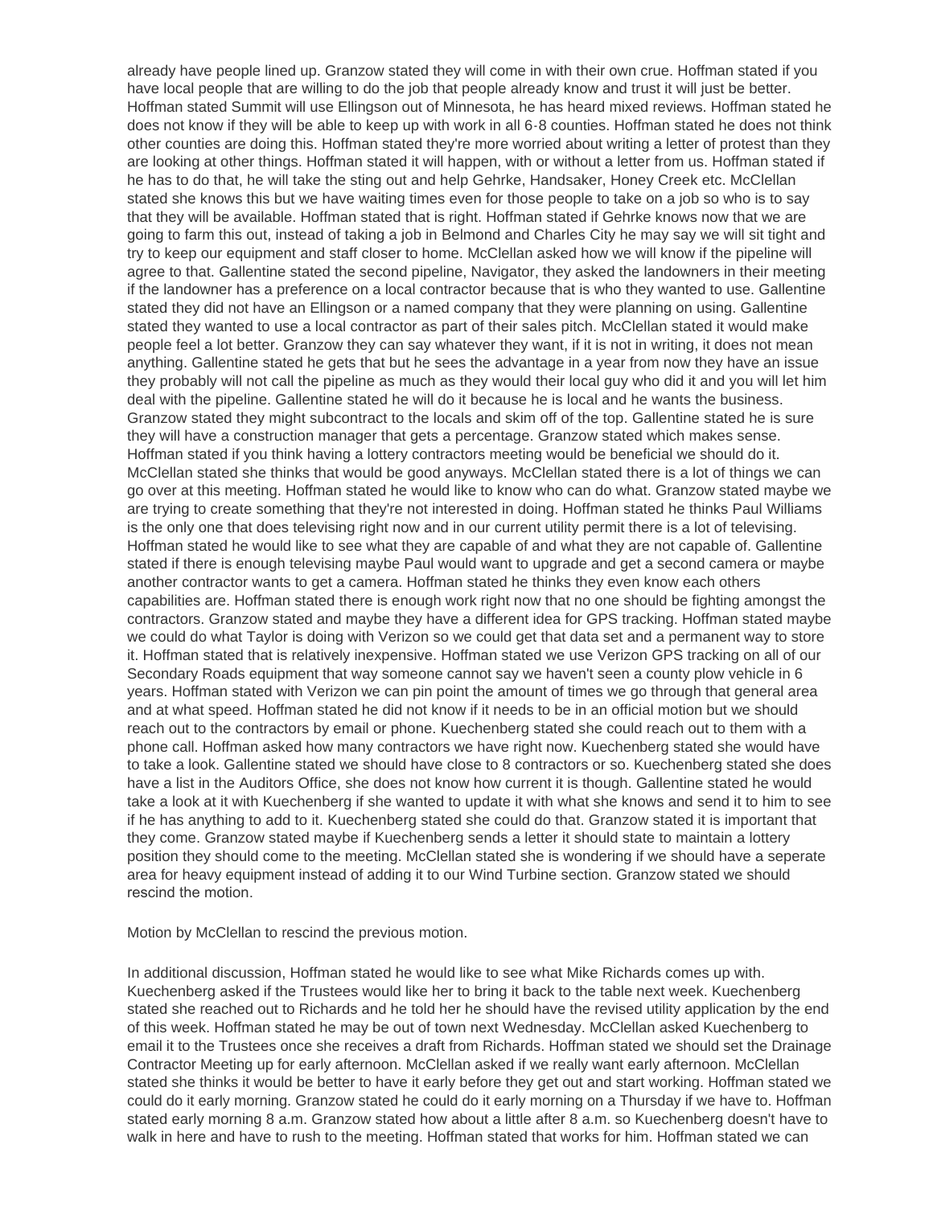already have people lined up. Granzow stated they will come in with their own crue. Hoffman stated if you have local people that are willing to do the job that people already know and trust it will just be better. Hoffman stated Summit will use Ellingson out of Minnesota, he has heard mixed reviews. Hoffman stated he does not know if they will be able to keep up with work in all 6-8 counties. Hoffman stated he does not think other counties are doing this. Hoffman stated they're more worried about writing a letter of protest than they are looking at other things. Hoffman stated it will happen, with or without a letter from us. Hoffman stated if he has to do that, he will take the sting out and help Gehrke, Handsaker, Honey Creek etc. McClellan stated she knows this but we have waiting times even for those people to take on a job so who is to say that they will be available. Hoffman stated that is right. Hoffman stated if Gehrke knows now that we are going to farm this out, instead of taking a job in Belmond and Charles City he may say we will sit tight and try to keep our equipment and staff closer to home. McClellan asked how we will know if the pipeline will agree to that. Gallentine stated the second pipeline, Navigator, they asked the landowners in their meeting if the landowner has a preference on a local contractor because that is who they wanted to use. Gallentine stated they did not have an Ellingson or a named company that they were planning on using. Gallentine stated they wanted to use a local contractor as part of their sales pitch. McClellan stated it would make people feel a lot better. Granzow they can say whatever they want, if it is not in writing, it does not mean anything. Gallentine stated he gets that but he sees the advantage in a year from now they have an issue they probably will not call the pipeline as much as they would their local guy who did it and you will let him deal with the pipeline. Gallentine stated he will do it because he is local and he wants the business. Granzow stated they might subcontract to the locals and skim off of the top. Gallentine stated he is sure they will have a construction manager that gets a percentage. Granzow stated which makes sense. Hoffman stated if you think having a lottery contractors meeting would be beneficial we should do it. McClellan stated she thinks that would be good anyways. McClellan stated there is a lot of things we can go over at this meeting. Hoffman stated he would like to know who can do what. Granzow stated maybe we are trying to create something that they're not interested in doing. Hoffman stated he thinks Paul Williams is the only one that does televising right now and in our current utility permit there is a lot of televising. Hoffman stated he would like to see what they are capable of and what they are not capable of. Gallentine stated if there is enough televising maybe Paul would want to upgrade and get a second camera or maybe another contractor wants to get a camera. Hoffman stated he thinks they even know each others capabilities are. Hoffman stated there is enough work right now that no one should be fighting amongst the contractors. Granzow stated and maybe they have a different idea for GPS tracking. Hoffman stated maybe we could do what Taylor is doing with Verizon so we could get that data set and a permanent way to store it. Hoffman stated that is relatively inexpensive. Hoffman stated we use Verizon GPS tracking on all of our Secondary Roads equipment that way someone cannot say we haven't seen a county plow vehicle in 6 years. Hoffman stated with Verizon we can pin point the amount of times we go through that general area and at what speed. Hoffman stated he did not know if it needs to be in an official motion but we should reach out to the contractors by email or phone. Kuechenberg stated she could reach out to them with a phone call. Hoffman asked how many contractors we have right now. Kuechenberg stated she would have to take a look. Gallentine stated we should have close to 8 contractors or so. Kuechenberg stated she does have a list in the Auditors Office, she does not know how current it is though. Gallentine stated he would take a look at it with Kuechenberg if she wanted to update it with what she knows and send it to him to see if he has anything to add to it. Kuechenberg stated she could do that. Granzow stated it is important that they come. Granzow stated maybe if Kuechenberg sends a letter it should state to maintain a lottery position they should come to the meeting. McClellan stated she is wondering if we should have a seperate area for heavy equipment instead of adding it to our Wind Turbine section. Granzow stated we should rescind the motion.

Motion by McClellan to rescind the previous motion.

In additional discussion, Hoffman stated he would like to see what Mike Richards comes up with. Kuechenberg asked if the Trustees would like her to bring it back to the table next week. Kuechenberg stated she reached out to Richards and he told her he should have the revised utility application by the end of this week. Hoffman stated he may be out of town next Wednesday. McClellan asked Kuechenberg to email it to the Trustees once she receives a draft from Richards. Hoffman stated we should set the Drainage Contractor Meeting up for early afternoon. McClellan asked if we really want early afternoon. McClellan stated she thinks it would be better to have it early before they get out and start working. Hoffman stated we could do it early morning. Granzow stated he could do it early morning on a Thursday if we have to. Hoffman stated early morning 8 a.m. Granzow stated how about a little after 8 a.m. so Kuechenberg doesn't have to walk in here and have to rush to the meeting. Hoffman stated that works for him. Hoffman stated we can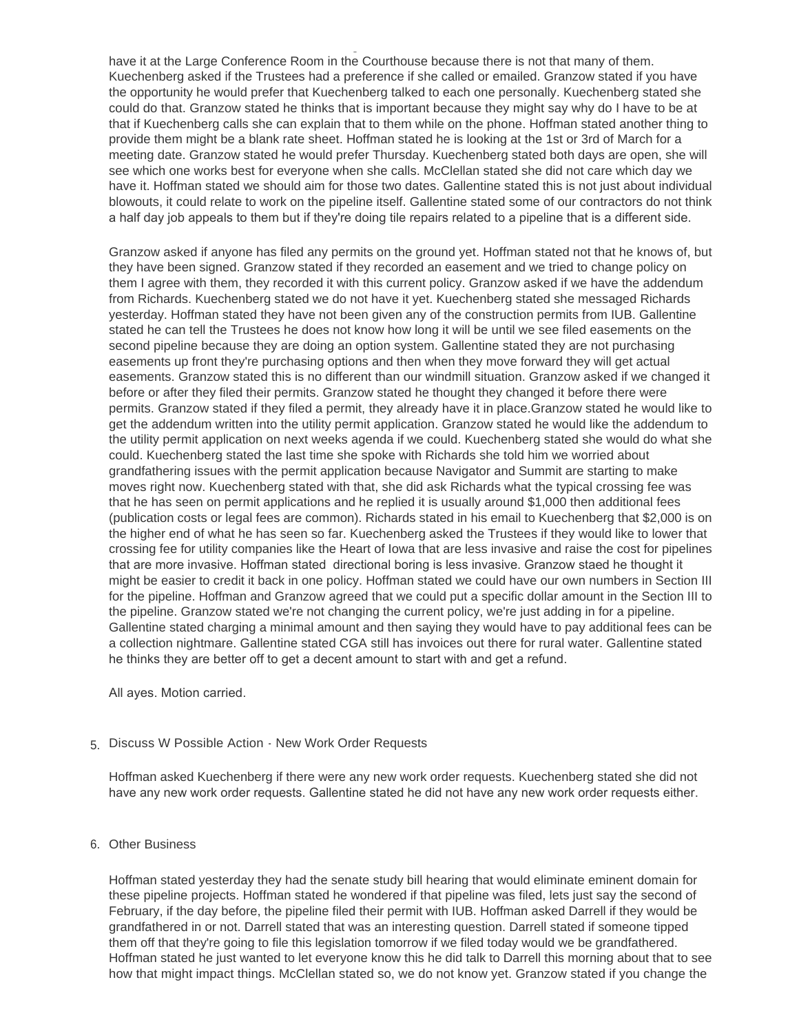have it at the Large Conference Room in the Courthouse because there is not that many of them. Kuechenberg asked if the Trustees had a preference if she called or emailed. Granzow stated if you have the opportunity he would prefer that Kuechenberg talked to each one personally. Kuechenberg stated she could do that. Granzow stated he thinks that is important because they might say why do I have to be at that if Kuechenberg calls she can explain that to them while on the phone. Hoffman stated another thing to provide them might be a blank rate sheet. Hoffman stated he is looking at the 1st or 3rd of March for a meeting date. Granzow stated he would prefer Thursday. Kuechenberg stated both days are open, she will see which one works best for everyone when she calls. McClellan stated she did not care which day we have it. Hoffman stated we should aim for those two dates. Gallentine stated this is not just about individual blowouts, it could relate to work on the pipeline itself. Gallentine stated some of our contractors do not think a half day job appeals to them but if they're doing tile repairs related to a pipeline that is a different side.

Granzow asked if anyone has filed any permits on the ground yet. Hoffman stated not that he knows of, but they have been signed. Granzow stated if they recorded an easement and we tried to change policy on them I agree with them, they recorded it with this current policy. Granzow asked if we have the addendum from Richards. Kuechenberg stated we do not have it yet. Kuechenberg stated she messaged Richards yesterday. Hoffman stated they have not been given any of the construction permits from IUB. Gallentine stated he can tell the Trustees he does not know how long it will be until we see filed easements on the second pipeline because they are doing an option system. Gallentine stated they are not purchasing easements up front they're purchasing options and then when they move forward they will get actual easements. Granzow stated this is no different than our windmill situation. Granzow asked if we changed it before or after they filed their permits. Granzow stated he thought they changed it before there were permits. Granzow stated if they filed a permit, they already have it in place.Granzow stated he would like to get the addendum written into the utility permit application. Granzow stated he would like the addendum to the utility permit application on next weeks agenda if we could. Kuechenberg stated she would do what she could. Kuechenberg stated the last time she spoke with Richards she told him we worried about grandfathering issues with the permit application because Navigator and Summit are starting to make moves right now. Kuechenberg stated with that, she did ask Richards what the typical crossing fee was that he has seen on permit applications and he replied it is usually around $1,000 then additional fees (publication costs or legal fees are common). Richards stated in his email to Kuechenberg that $2,000 is on the higher end of what he has seen so far. Kuechenberg asked the Trustees if they would like to lower that crossing fee for utility companies like the Heart of Iowa that are less invasive and raise the cost for pipelines that are more invasive. Hoffman stated directional boring is less invasive. Granzow staed he thought it might be easier to credit it back in one policy. Hoffman stated we could have our own numbers in Section III for the pipeline. Hoffman and Granzow agreed that we could put a specific dollar amount in the Section III to the pipeline. Granzow stated we're not changing the current policy, we're just adding in for a pipeline. Gallentine stated charging a minimal amount and then saying they would have to pay additional fees can be a collection nightmare. Gallentine stated CGA still has invoices out there for rural water. Gallentine stated he thinks they are better off to get a decent amount to start with and get a refund.

All ayes. Motion carried.

5. Discuss W Possible Action - New Work Order Requests

Hoffman asked Kuechenberg if there were any new work order requests. Kuechenberg stated she did not have any new work order requests. Gallentine stated he did not have any new work order requests either.

6. Other Business

Hoffman stated yesterday they had the senate study bill hearing that would eliminate eminent domain for these pipeline projects. Hoffman stated he wondered if that pipeline was filed, lets just say the second of February, if the day before, the pipeline filed their permit with IUB. Hoffman asked Darrell if they would be grandfathered in or not. Darrell stated that was an interesting question. Darrell stated if someone tipped them off that they're going to file this legislation tomorrow if we filed today would we be grandfathered. Hoffman stated he just wanted to let everyone know this he did talk to Darrell this morning about that to see how that might impact things. McClellan stated so, we do not know yet. Granzow stated if you change the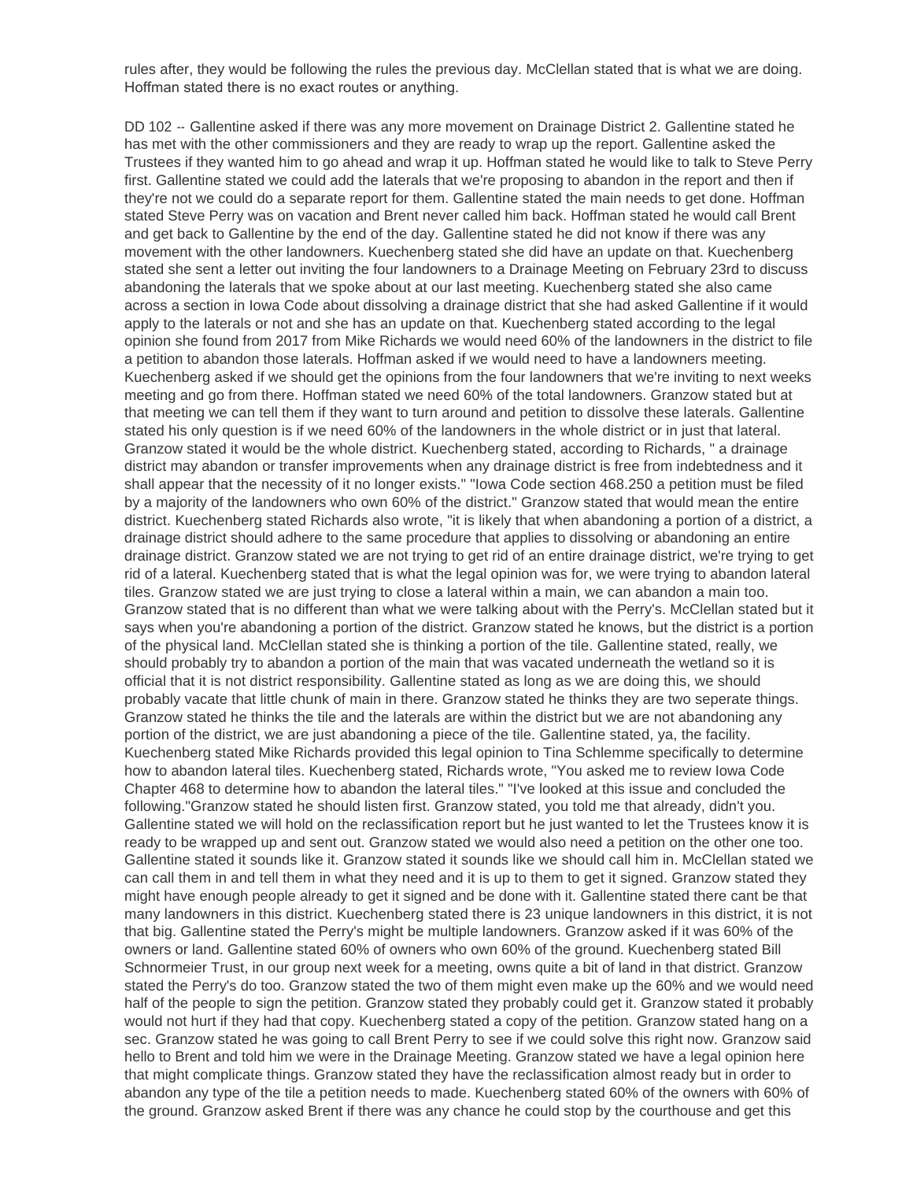rules after, they would be following the rules the previous day. McClellan stated that is what we are doing. Hoffman stated there is no exact routes or anything.

DD 102 -- Gallentine asked if there was any more movement on Drainage District 2. Gallentine stated he has met with the other commissioners and they are ready to wrap up the report. Gallentine asked the Trustees if they wanted him to go ahead and wrap it up. Hoffman stated he would like to talk to Steve Perry first. Gallentine stated we could add the laterals that we're proposing to abandon in the report and then if they're not we could do a separate report for them. Gallentine stated the main needs to get done. Hoffman stated Steve Perry was on vacation and Brent never called him back. Hoffman stated he would call Brent and get back to Gallentine by the end of the day. Gallentine stated he did not know if there was any movement with the other landowners. Kuechenberg stated she did have an update on that. Kuechenberg stated she sent a letter out inviting the four landowners to a Drainage Meeting on February 23rd to discuss abandoning the laterals that we spoke about at our last meeting. Kuechenberg stated she also came across a section in Iowa Code about dissolving a drainage district that she had asked Gallentine if it would apply to the laterals or not and she has an update on that. Kuechenberg stated according to the legal opinion she found from 2017 from Mike Richards we would need 60% of the landowners in the district to file a petition to abandon those laterals. Hoffman asked if we would need to have a landowners meeting. Kuechenberg asked if we should get the opinions from the four landowners that we're inviting to next weeks meeting and go from there. Hoffman stated we need 60% of the total landowners. Granzow stated but at that meeting we can tell them if they want to turn around and petition to dissolve these laterals. Gallentine stated his only question is if we need 60% of the landowners in the whole district or in just that lateral. Granzow stated it would be the whole district. Kuechenberg stated, according to Richards, " a drainage district may abandon or transfer improvements when any drainage district is free from indebtedness and it shall appear that the necessity of it no longer exists." "Iowa Code section 468.250 a petition must be filed by a majority of the landowners who own 60% of the district." Granzow stated that would mean the entire district. Kuechenberg stated Richards also wrote, "it is likely that when abandoning a portion of a district, a drainage district should adhere to the same procedure that applies to dissolving or abandoning an entire drainage district. Granzow stated we are not trying to get rid of an entire drainage district, we're trying to get rid of a lateral. Kuechenberg stated that is what the legal opinion was for, we were trying to abandon lateral tiles. Granzow stated we are just trying to close a lateral within a main, we can abandon a main too. Granzow stated that is no different than what we were talking about with the Perry's. McClellan stated but it says when you're abandoning a portion of the district. Granzow stated he knows, but the district is a portion of the physical land. McClellan stated she is thinking a portion of the tile. Gallentine stated, really, we should probably try to abandon a portion of the main that was vacated underneath the wetland so it is official that it is not district responsibility. Gallentine stated as long as we are doing this, we should probably vacate that little chunk of main in there. Granzow stated he thinks they are two seperate things. Granzow stated he thinks the tile and the laterals are within the district but we are not abandoning any portion of the district, we are just abandoning a piece of the tile. Gallentine stated, ya, the facility. Kuechenberg stated Mike Richards provided this legal opinion to Tina Schlemme specifically to determine how to abandon lateral tiles. Kuechenberg stated, Richards wrote, "You asked me to review Iowa Code Chapter 468 to determine how to abandon the lateral tiles." "I've looked at this issue and concluded the following."Granzow stated he should listen first. Granzow stated, you told me that already, didn't you. Gallentine stated we will hold on the reclassification report but he just wanted to let the Trustees know it is ready to be wrapped up and sent out. Granzow stated we would also need a petition on the other one too. Gallentine stated it sounds like it. Granzow stated it sounds like we should call him in. McClellan stated we can call them in and tell them in what they need and it is up to them to get it signed. Granzow stated they might have enough people already to get it signed and be done with it. Gallentine stated there cant be that many landowners in this district. Kuechenberg stated there is 23 unique landowners in this district, it is not that big. Gallentine stated the Perry's might be multiple landowners. Granzow asked if it was 60% of the owners or land. Gallentine stated 60% of owners who own 60% of the ground. Kuechenberg stated Bill Schnormeier Trust, in our group next week for a meeting, owns quite a bit of land in that district. Granzow stated the Perry's do too. Granzow stated the two of them might even make up the 60% and we would need half of the people to sign the petition. Granzow stated they probably could get it. Granzow stated it probably would not hurt if they had that copy. Kuechenberg stated a copy of the petition. Granzow stated hang on a sec. Granzow stated he was going to call Brent Perry to see if we could solve this right now. Granzow said hello to Brent and told him we were in the Drainage Meeting. Granzow stated we have a legal opinion here that might complicate things. Granzow stated they have the reclassification almost ready but in order to abandon any type of the tile a petition needs to made. Kuechenberg stated 60% of the owners with 60% of the ground. Granzow asked Brent if there was any chance he could stop by the courthouse and get this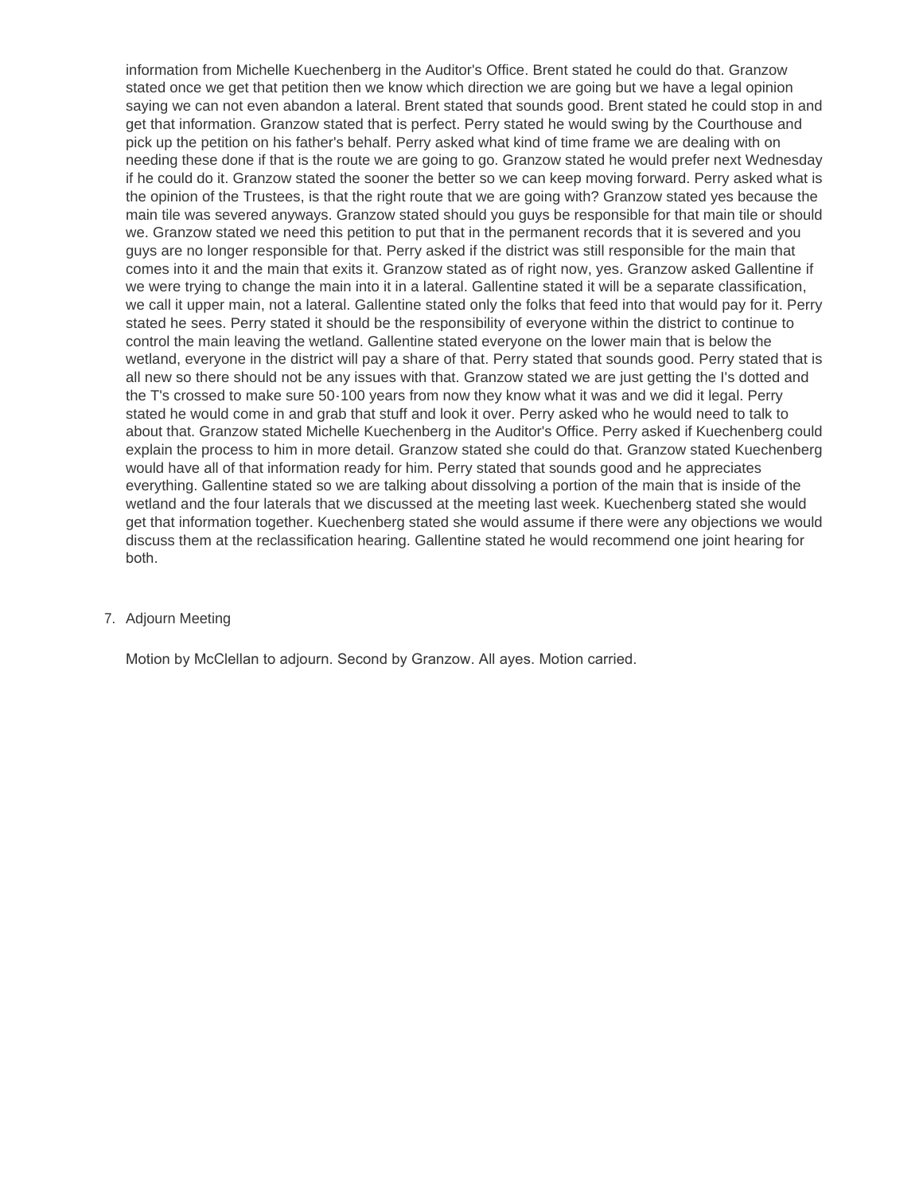information from Michelle Kuechenberg in the Auditor's Office. Brent stated he could do that. Granzow stated once we get that petition then we know which direction we are going but we have a legal opinion saying we can not even abandon a lateral. Brent stated that sounds good. Brent stated he could stop in and get that information. Granzow stated that is perfect. Perry stated he would swing by the Courthouse and pick up the petition on his father's behalf. Perry asked what kind of time frame we are dealing with on needing these done if that is the route we are going to go. Granzow stated he would prefer next Wednesday if he could do it. Granzow stated the sooner the better so we can keep moving forward. Perry asked what is the opinion of the Trustees, is that the right route that we are going with? Granzow stated yes because the main tile was severed anyways. Granzow stated should you guys be responsible for that main tile or should we. Granzow stated we need this petition to put that in the permanent records that it is severed and you guys are no longer responsible for that. Perry asked if the district was still responsible for the main that comes into it and the main that exits it. Granzow stated as of right now, yes. Granzow asked Gallentine if we were trying to change the main into it in a lateral. Gallentine stated it will be a separate classification, we call it upper main, not a lateral. Gallentine stated only the folks that feed into that would pay for it. Perry stated he sees. Perry stated it should be the responsibility of everyone within the district to continue to control the main leaving the wetland. Gallentine stated everyone on the lower main that is below the wetland, everyone in the district will pay a share of that. Perry stated that sounds good. Perry stated that is all new so there should not be any issues with that. Granzow stated we are just getting the I's dotted and the T's crossed to make sure 50-100 years from now they know what it was and we did it legal. Perry stated he would come in and grab that stuff and look it over. Perry asked who he would need to talk to about that. Granzow stated Michelle Kuechenberg in the Auditor's Office. Perry asked if Kuechenberg could explain the process to him in more detail. Granzow stated she could do that. Granzow stated Kuechenberg would have all of that information ready for him. Perry stated that sounds good and he appreciates everything. Gallentine stated so we are talking about dissolving a portion of the main that is inside of the wetland and the four laterals that we discussed at the meeting last week. Kuechenberg stated she would get that information together. Kuechenberg stated she would assume if there were any objections we would discuss them at the reclassification hearing. Gallentine stated he would recommend one joint hearing for both.

7. Adjourn Meeting

Motion by McClellan to adjourn. Second by Granzow. All ayes. Motion carried.